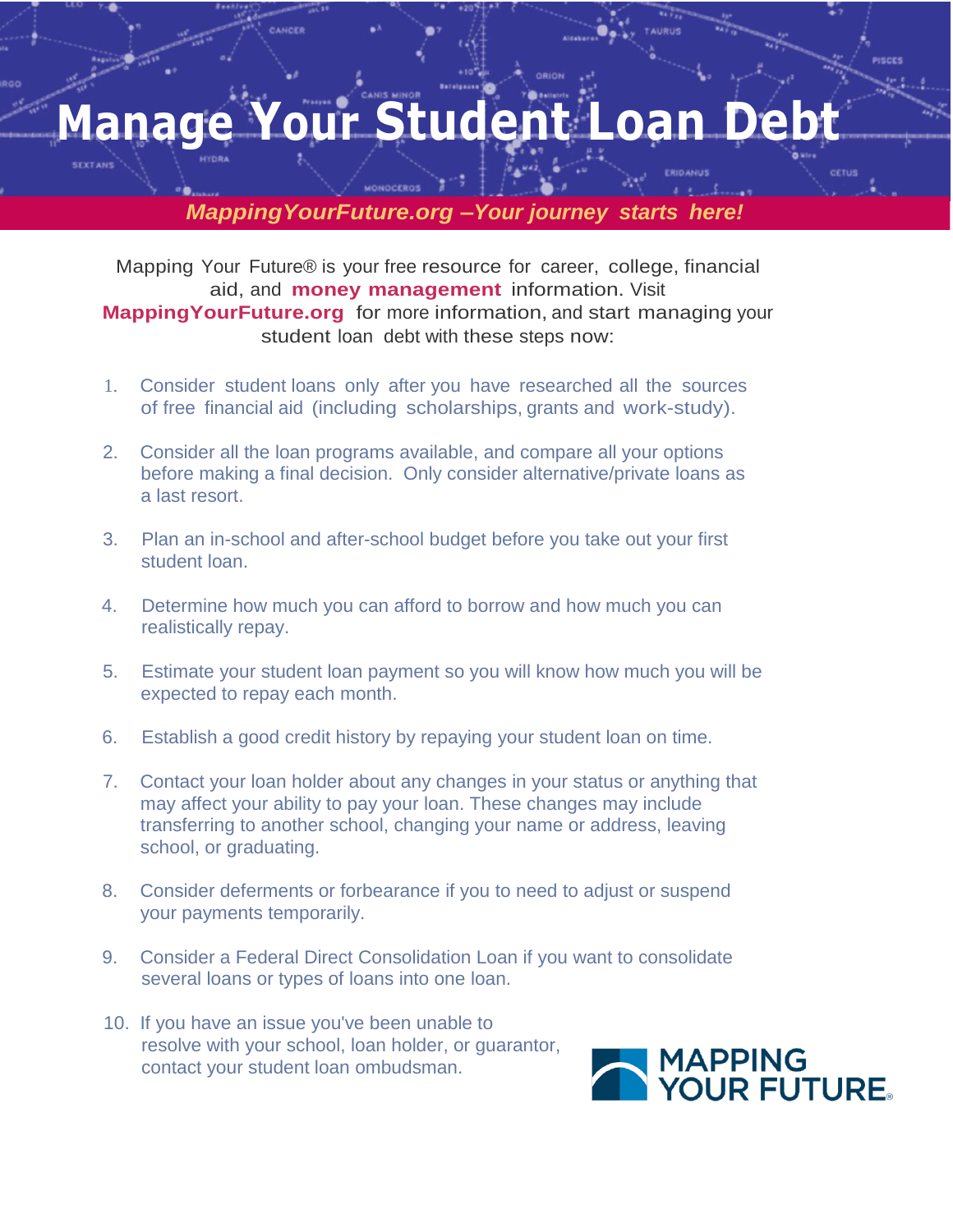# Manage Your Student Loan Debt

*MappingYourFuture.org –Your journey starts here!*

Mapping Your Future® is your free resource for career, college, financial aid, and **money management** information. Visit **MappingYourFuture.org** for more information, and start managing your student loan debt with these steps now:

1. Consider student loans only after you have researched all the sources of free financial aid (including scholarships, grants and work-study).
2. Consider all the loan programs available, and compare all your options before making a final decision. Only consider alternative/private loans as a last resort.
3. Plan an in-school and after-school budget before you take out your first student loan.
4. Determine how much you can afford to borrow and how much you can realistically repay.
5. Estimate your student loan payment so you will know how much you will be expected to repay each month.
6. Establish a good credit history by repaying your student loan on time.
7. Contact your loan holder about any changes in your status or anything that may affect your ability to pay your loan. These changes may include transferring to another school, changing your name or address, leaving school, or graduating.
8. Consider deferments or forbearance if you to need to adjust or suspend your payments temporarily.
9. Consider a Federal Direct Consolidation Loan if you want to consolidate several loans or types of loans into one loan.
10. If you have an issue you've been unable to resolve with your school, loan holder, or guarantor, contact your student loan ombudsman.

MAPPING YOUR FUTURE®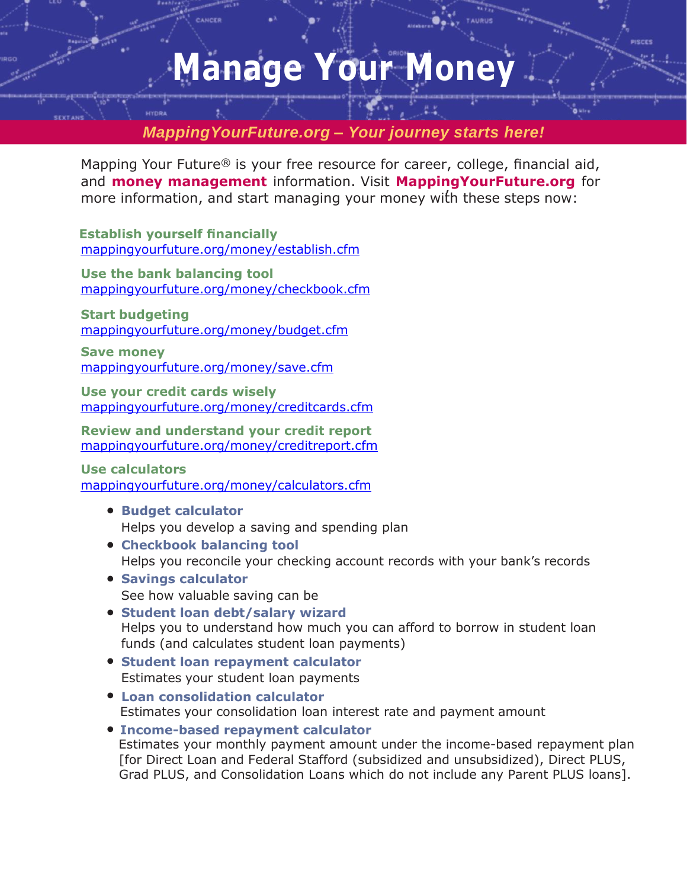# Manage Your Money

***MappingYourFuture.org – Your journey starts here!***

Mapping Your Future® is your free resource for career, college, financial aid, and **money management** information. Visit **MappingYourFuture.org** for more information, and start managing your money with these steps now:

**Establish yourself financially**
mappingyourfuture.org/money/establish.cfm

**Use the bank balancing tool**
mappingyourfuture.org/money/checkbook.cfm

**Start budgeting**
mappingyourfuture.org/money/budget.cfm

**Save money**
mappingyourfuture.org/money/save.cfm

**Use your credit cards wisely**
mappingyourfuture.org/money/creditcards.cfm

**Review and understand your credit report**
mappingyourfuture.org/money/creditreport.cfm

**Use calculators**
mappingyourfuture.org/money/calculators.cfm

- **Budget calculator**
  Helps you develop a saving and spending plan
- **Checkbook balancing tool**
  Helps you reconcile your checking account records with your bank's records
- **Savings calculator**
  See how valuable saving can be
- **Student loan debt/salary wizard**
  Helps you to understand how much you can afford to borrow in student loan funds (and calculates student loan payments)
- **Student loan repayment calculator**
  Estimates your student loan payments
- **Loan consolidation calculator**
  Estimates your consolidation loan interest rate and payment amount
- **Income-based repayment calculator**
  Estimates your monthly payment amount under the income-based repayment plan [for Direct Loan and Federal Stafford (subsidized and unsubsidized), Direct PLUS, Grad PLUS, and Consolidation Loans which do not include any Parent PLUS loans].